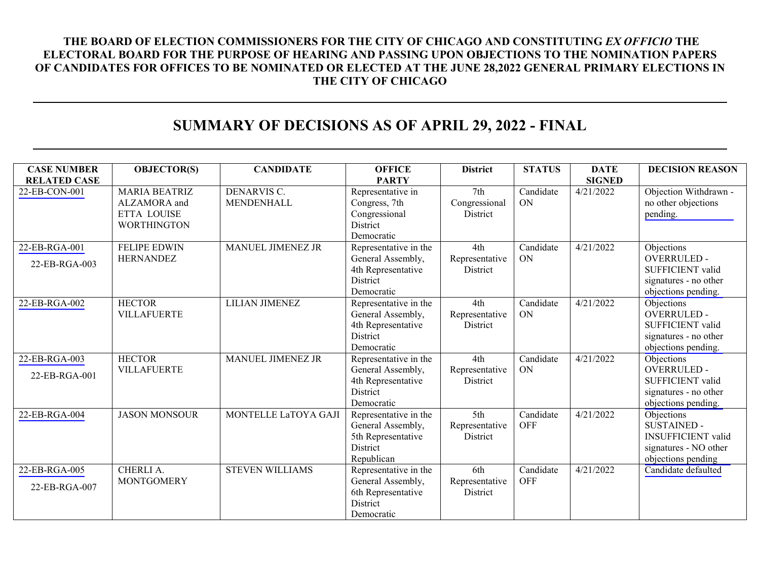**THE BOARD OF ELECTION COMMISSIONERS FOR THE CITY OF CHICAGO AND CONSTITUTING *EX OFFICIO* THE ELECTORAL BOARD FOR THE PURPOSE OF HEARING AND PASSING UPON OBJECTIONS TO THE NOMINATION PAPERS OF CANDIDATES FOR OFFICES TO BE NOMINATED OR ELECTED AT THE JUNE 28,2022 GENERAL PRIMARY ELECTIONS IN THE CITY OF CHICAGO**

# SUMMARY OF DECISIONS AS OF APRIL 29, 2022 - FINAL

| CASE NUMBER RELATED CASE | OBJECTOR(S) | CANDIDATE | OFFICE PARTY | District | STATUS | DATE SIGNED | DECISION REASON |
|---|---|---|---|---|---|---|---|
| 22-EB-CON-001 | MARIA BEATRIZ ALZAMORA and ETTA LOUISE WORTHINGTON | DENARVIS C. MENDENHALL | Representative in Congress, 7th Congressional District Democratic | 7th Congressional District | Candidate ON | 4/21/2022 | Objection Withdrawn - no other objections pending. |
| 22-EB-RGA-001 22-EB-RGA-003 | FELIPE EDWIN HERNANDEZ | MANUEL JIMENEZ JR | Representative in the General Assembly, 4th Representative District Democratic | 4th Representative District | Candidate ON | 4/21/2022 | Objections OVERRULED - SUFFICIENT valid signatures - no other objections pending. |
| 22-EB-RGA-002 | HECTOR VILLAFUERTE | LILIAN JIMENEZ | Representative in the General Assembly, 4th Representative District Democratic | 4th Representative District | Candidate ON | 4/21/2022 | Objections OVERRULED - SUFFICIENT valid signatures - no other objections pending. |
| 22-EB-RGA-003 22-EB-RGA-001 | HECTOR VILLAFUERTE | MANUEL JIMENEZ JR | Representative in the General Assembly, 4th Representative District Democratic | 4th Representative District | Candidate ON | 4/21/2022 | Objections OVERRULED - SUFFICIENT valid signatures - no other objections pending. |
| 22-EB-RGA-004 | JASON MONSOUR | MONTELLE LaTOYA GAJI | Representative in the General Assembly, 5th Representative District Republican | 5th Representative District | Candidate OFF | 4/21/2022 | Objections SUSTAINED - INSUFFICIENT valid signatures - NO other objections pending |
| 22-EB-RGA-005 22-EB-RGA-007 | CHERLI A. MONTGOMERY | STEVEN WILLIAMS | Representative in the General Assembly, 6th Representative District Democratic | 6th Representative District | Candidate OFF | 4/21/2022 | Candidate defaulted |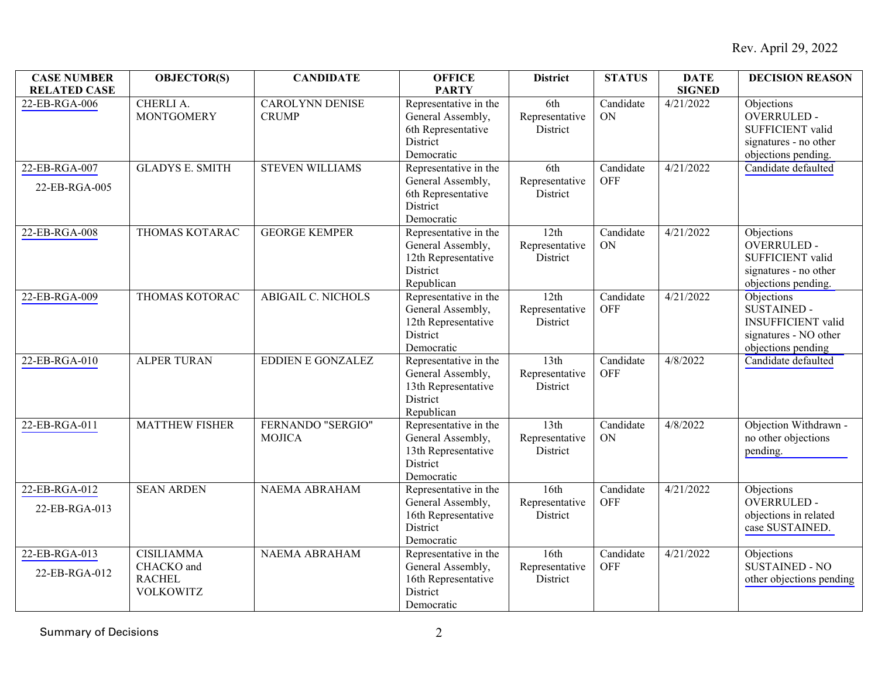Rev. April 29, 2022

| CASE NUMBER RELATED CASE | OBJECTOR(S) | CANDIDATE | OFFICE PARTY | District | STATUS | DATE SIGNED | DECISION REASON |
|---|---|---|---|---|---|---|---|
| 22-EB-RGA-006 | CHERLI A. MONTGOMERY | CAROLYNN DENISE CRUMP | Representative in the General Assembly, 6th Representative District Democratic | 6th Representative District | Candidate ON | 4/21/2022 | Objections OVERRULED - SUFFICIENT valid signatures - no other objections pending. |
| 22-EB-RGA-007 22-EB-RGA-005 | GLADYS E. SMITH | STEVEN WILLIAMS | Representative in the General Assembly, 6th Representative District Democratic | 6th Representative District | Candidate OFF | 4/21/2022 | Candidate defaulted |
| 22-EB-RGA-008 | THOMAS KOTARAC | GEORGE KEMPER | Representative in the General Assembly, 12th Representative District Republican | 12th Representative District | Candidate ON | 4/21/2022 | Objections OVERRULED - SUFFICIENT valid signatures - no other objections pending. |
| 22-EB-RGA-009 | THOMAS KOTORAC | ABIGAIL C. NICHOLS | Representative in the General Assembly, 12th Representative District Democratic | 12th Representative District | Candidate OFF | 4/21/2022 | Objections SUSTAINED - INSUFFICIENT valid signatures - NO other objections pending |
| 22-EB-RGA-010 | ALPER TURAN | EDDIEN E GONZALEZ | Representative in the General Assembly, 13th Representative District Republican | 13th Representative District | Candidate OFF | 4/8/2022 | Candidate defaulted |
| 22-EB-RGA-011 | MATTHEW FISHER | FERNANDO "SERGIO" MOJICA | Representative in the General Assembly, 13th Representative District Democratic | 13th Representative District | Candidate ON | 4/8/2022 | Objection Withdrawn - no other objections pending. |
| 22-EB-RGA-012 22-EB-RGA-013 | SEAN ARDEN | NAEMA ABRAHAM | Representative in the General Assembly, 16th Representative District Democratic | 16th Representative District | Candidate OFF | 4/21/2022 | Objections OVERRULED - objections in related case SUSTAINED. |
| 22-EB-RGA-013 22-EB-RGA-012 | CISILIAMMA CHACKO and RACHEL VOLKOWITZ | NAEMA ABRAHAM | Representative in the General Assembly, 16th Representative District Democratic | 16th Representative District | Candidate OFF | 4/21/2022 | Objections SUSTAINED - NO other objections pending |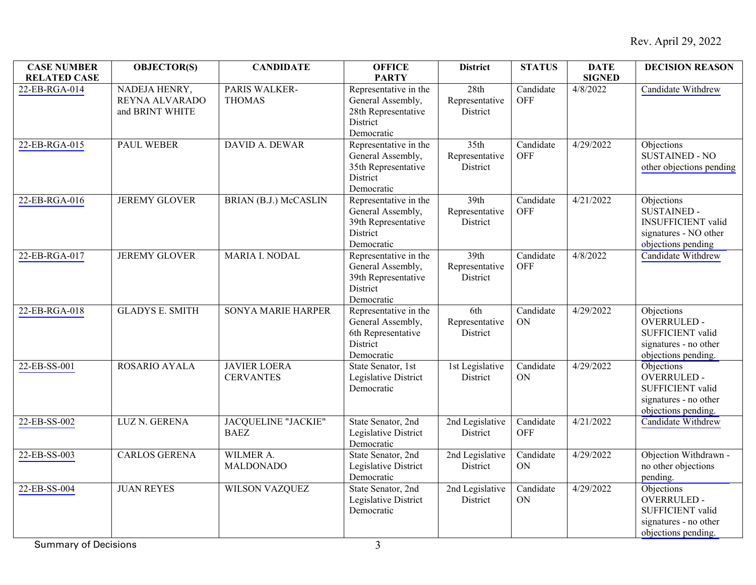Rev. April 29, 2022

| CASE NUMBER RELATED CASE | OBJECTOR(S) | CANDIDATE | OFFICE PARTY | District | STATUS | DATE SIGNED | DECISION REASON |
|---|---|---|---|---|---|---|---|
| 22-EB-RGA-014 | NADEJA HENRY, REYNA ALVARADO and BRINT WHITE | PARIS WALKER-THOMAS | Representative in the General Assembly, 28th Representative District Democratic | 28th Representative District | Candidate OFF | 4/8/2022 | Candidate Withdrew |
| 22-EB-RGA-015 | PAUL WEBER | DAVID A. DEWAR | Representative in the General Assembly, 35th Representative District Democratic | 35th Representative District | Candidate OFF | 4/29/2022 | Objections SUSTAINED - NO other objections pending |
| 22-EB-RGA-016 | JEREMY GLOVER | BRIAN (B.J.) McCASLIN | Representative in the General Assembly, 39th Representative District Democratic | 39th Representative District | Candidate OFF | 4/21/2022 | Objections SUSTAINED - INSUFFICIENT valid signatures - NO other objections pending |
| 22-EB-RGA-017 | JEREMY GLOVER | MARIA I. NODAL | Representative in the General Assembly, 39th Representative District Democratic | 39th Representative District | Candidate OFF | 4/8/2022 | Candidate Withdrew |
| 22-EB-RGA-018 | GLADYS E. SMITH | SONYA MARIE HARPER | Representative in the General Assembly, 6th Representative District Democratic | 6th Representative District | Candidate ON | 4/29/2022 | Objections OVERRULED - SUFFICIENT valid signatures - no other objections pending. |
| 22-EB-SS-001 | ROSARIO AYALA | JAVIER LOERA CERVANTES | State Senator, 1st Legislative District Democratic | 1st Legislative District | Candidate ON | 4/29/2022 | Objections OVERRULED - SUFFICIENT valid signatures - no other objections pending. |
| 22-EB-SS-002 | LUZ N. GERENA | JACQUELINE "JACKIE" BAEZ | State Senator, 2nd Legislative District Democratic | 2nd Legislative District | Candidate OFF | 4/21/2022 | Candidate Withdrew |
| 22-EB-SS-003 | CARLOS GERENA | WILMER A. MALDONADO | State Senator, 2nd Legislative District Democratic | 2nd Legislative District | Candidate ON | 4/29/2022 | Objection Withdrawn - no other objections pending. |
| 22-EB-SS-004 | JUAN REYES | WILSON VAZQUEZ | State Senator, 2nd Legislative District Democratic | 2nd Legislative District | Candidate ON | 4/29/2022 | Objections OVERRULED - SUFFICIENT valid signatures - no other objections pending. |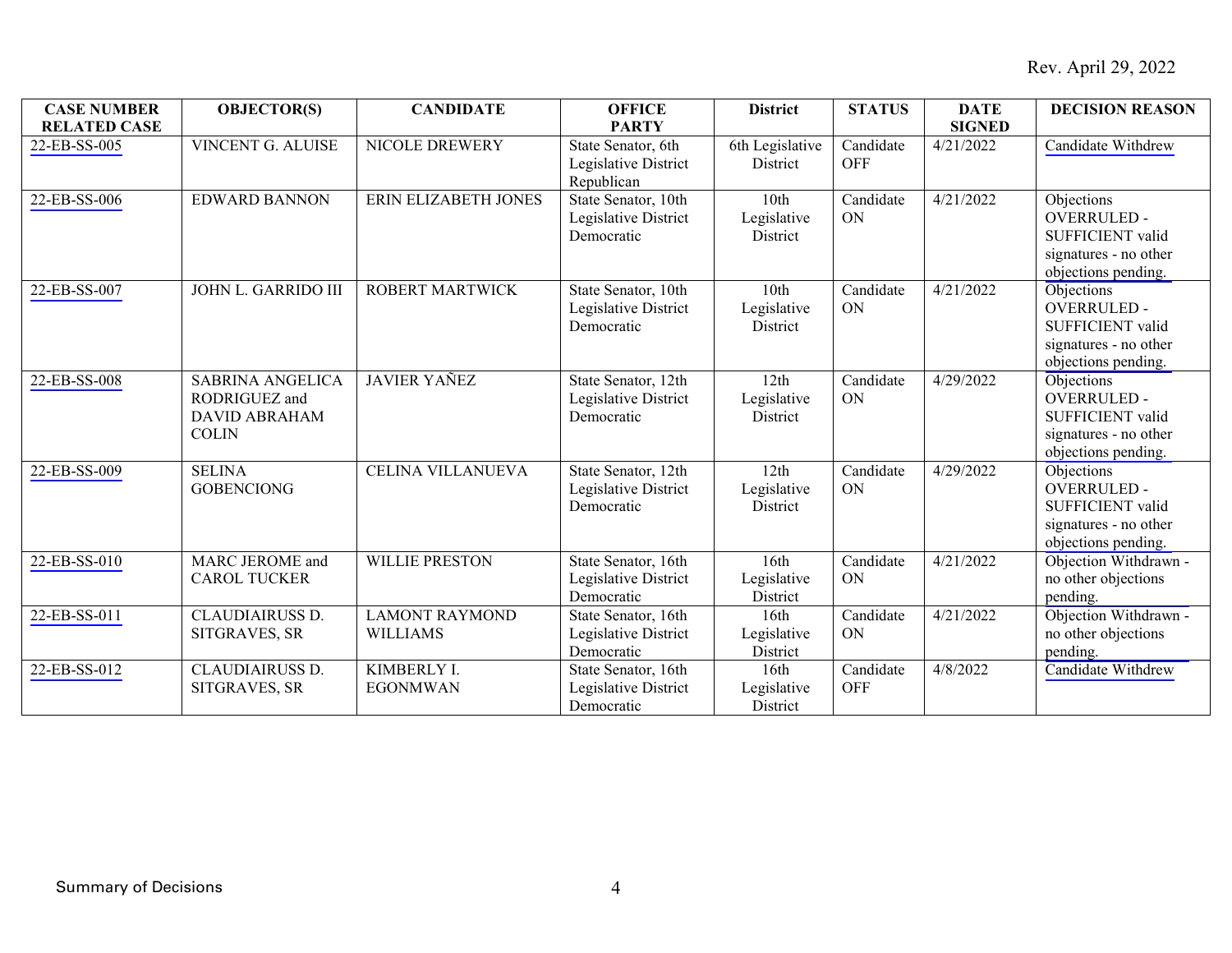Rev. April 29, 2022

| CASE NUMBER RELATED CASE | OBJECTOR(S) | CANDIDATE | OFFICE PARTY | District | STATUS | DATE SIGNED | DECISION REASON |
|---|---|---|---|---|---|---|---|
| 22-EB-SS-005 | VINCENT G. ALUISE | NICOLE DREWERY | State Senator, 6th Legislative District Republican | 6th Legislative District | Candidate OFF | 4/21/2022 | Candidate Withdrew |
| 22-EB-SS-006 | EDWARD BANNON | ERIN ELIZABETH JONES | State Senator, 10th Legislative District Democratic | 10th Legislative District | Candidate ON | 4/21/2022 | Objections OVERRULED - SUFFICIENT valid signatures - no other objections pending. |
| 22-EB-SS-007 | JOHN L. GARRIDO III | ROBERT MARTWICK | State Senator, 10th Legislative District Democratic | 10th Legislative District | Candidate ON | 4/21/2022 | Objections OVERRULED - SUFFICIENT valid signatures - no other objections pending. |
| 22-EB-SS-008 | SABRINA ANGELICA RODRIGUEZ and DAVID ABRAHAM COLIN | JAVIER YAÑEZ | State Senator, 12th Legislative District Democratic | 12th Legislative District | Candidate ON | 4/29/2022 | Objections OVERRULED - SUFFICIENT valid signatures - no other objections pending. |
| 22-EB-SS-009 | SELINA GOBENCIONG | CELINA VILLANUEVA | State Senator, 12th Legislative District Democratic | 12th Legislative District | Candidate ON | 4/29/2022 | Objections OVERRULED - SUFFICIENT valid signatures - no other objections pending. |
| 22-EB-SS-010 | MARC JEROME and CAROL TUCKER | WILLIE PRESTON | State Senator, 16th Legislative District Democratic | 16th Legislative District | Candidate ON | 4/21/2022 | Objection Withdrawn - no other objections pending. |
| 22-EB-SS-011 | CLAUDIAIRUSS D. SITGRAVES, SR | LAMONT RAYMOND WILLIAMS | State Senator, 16th Legislative District Democratic | 16th Legislative District | Candidate ON | 4/21/2022 | Objection Withdrawn - no other objections pending. |
| 22-EB-SS-012 | CLAUDIAIRUSS D. SITGRAVES, SR | KIMBERLY I. EGONMWAN | State Senator, 16th Legislative District Democratic | 16th Legislative District | Candidate OFF | 4/8/2022 | Candidate Withdrew |

Summary of Decisions